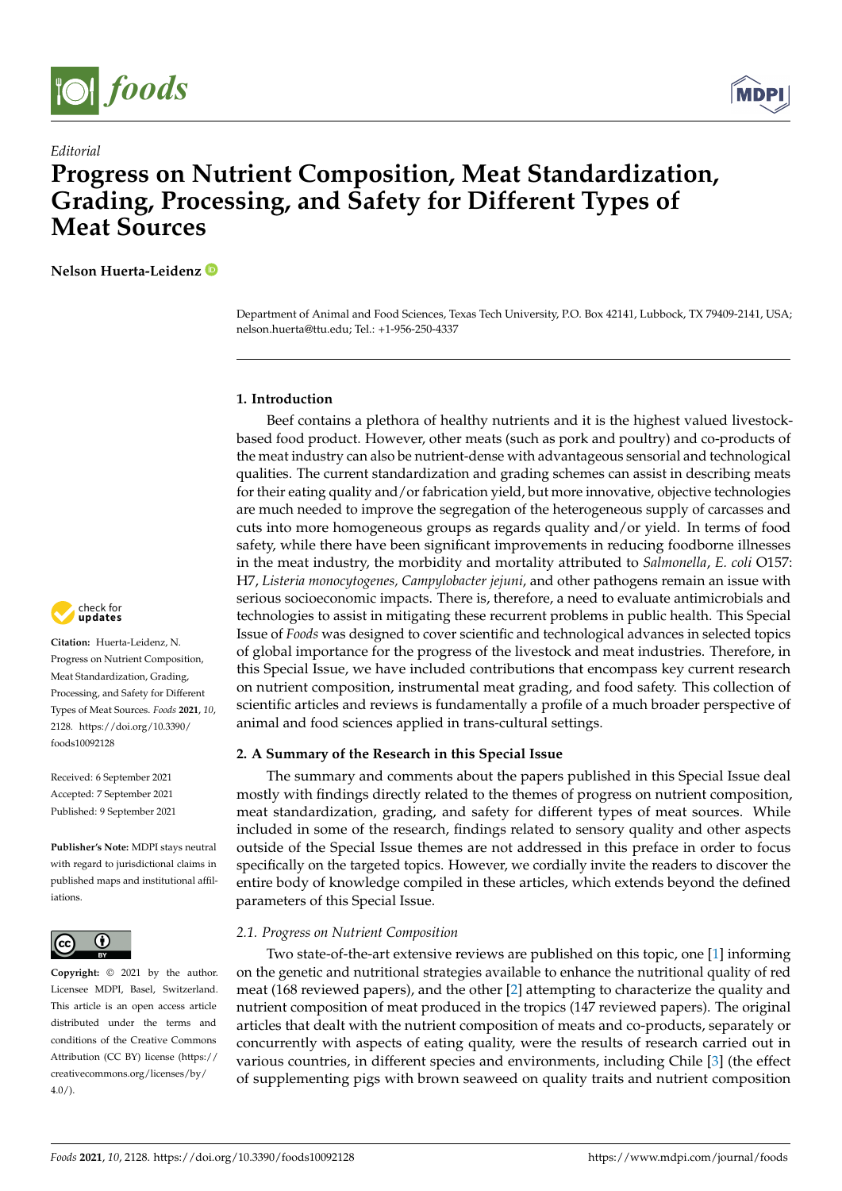*Editorial*

# Progress on Nutrient Composition, Meat Standardization, Grading, Processing, and Safety for Different Types of Meat Sources

**Nelson Huerta-Leidenz**

Department of Animal and Food Sciences, Texas Tech University, P.O. Box 42141, Lubbock, TX 79409-2141, USA; nelson.huerta@ttu.edu; Tel.: +1-956-250-4337

**Citation:** Huerta-Leidenz, N. Progress on Nutrient Composition, Meat Standardization, Grading, Processing, and Safety for Different Types of Meat Sources. *Foods* **2021**, *10*, 2128. https://doi.org/10.3390/foods10092128

Received: 6 September 2021
Accepted: 7 September 2021
Published: 9 September 2021

**Publisher's Note:** MDPI stays neutral with regard to jurisdictional claims in published maps and institutional affiliations.

**Copyright:** © 2021 by the author. Licensee MDPI, Basel, Switzerland. This article is an open access article distributed under the terms and conditions of the Creative Commons Attribution (CC BY) license (https://creativecommons.org/licenses/by/4.0/).

## 1. Introduction

Beef contains a plethora of healthy nutrients and it is the highest valued livestock-based food product. However, other meats (such as pork and poultry) and co-products of the meat industry can also be nutrient-dense with advantageous sensorial and technological qualities. The current standardization and grading schemes can assist in describing meats for their eating quality and/or fabrication yield, but more innovative, objective technologies are much needed to improve the segregation of the heterogeneous supply of carcasses and cuts into more homogeneous groups as regards quality and/or yield. In terms of food safety, while there have been significant improvements in reducing foodborne illnesses in the meat industry, the morbidity and mortality attributed to *Salmonella*, *E. coli* O157: H7, *Listeria monocytogenes, Campylobacter jejuni*, and other pathogens remain an issue with serious socioeconomic impacts. There is, therefore, a need to evaluate antimicrobials and technologies to assist in mitigating these recurrent problems in public health. This Special Issue of *Foods* was designed to cover scientific and technological advances in selected topics of global importance for the progress of the livestock and meat industries. Therefore, in this Special Issue, we have included contributions that encompass key current research on nutrient composition, instrumental meat grading, and food safety. This collection of scientific articles and reviews is fundamentally a profile of a much broader perspective of animal and food sciences applied in trans-cultural settings.

## 2. A Summary of the Research in this Special Issue

The summary and comments about the papers published in this Special Issue deal mostly with findings directly related to the themes of progress on nutrient composition, meat standardization, grading, and safety for different types of meat sources. While included in some of the research, findings related to sensory quality and other aspects outside of the Special Issue themes are not addressed in this preface in order to focus specifically on the targeted topics. However, we cordially invite the readers to discover the entire body of knowledge compiled in these articles, which extends beyond the defined parameters of this Special Issue.

### 2.1. Progress on Nutrient Composition

Two state-of-the-art extensive reviews are published on this topic, one [1] informing on the genetic and nutritional strategies available to enhance the nutritional quality of red meat (168 reviewed papers), and the other [2] attempting to characterize the quality and nutrient composition of meat produced in the tropics (147 reviewed papers). The original articles that dealt with the nutrient composition of meats and co-products, separately or concurrently with aspects of eating quality, were the results of research carried out in various countries, in different species and environments, including Chile [3] (the effect of supplementing pigs with brown seaweed on quality traits and nutrient composition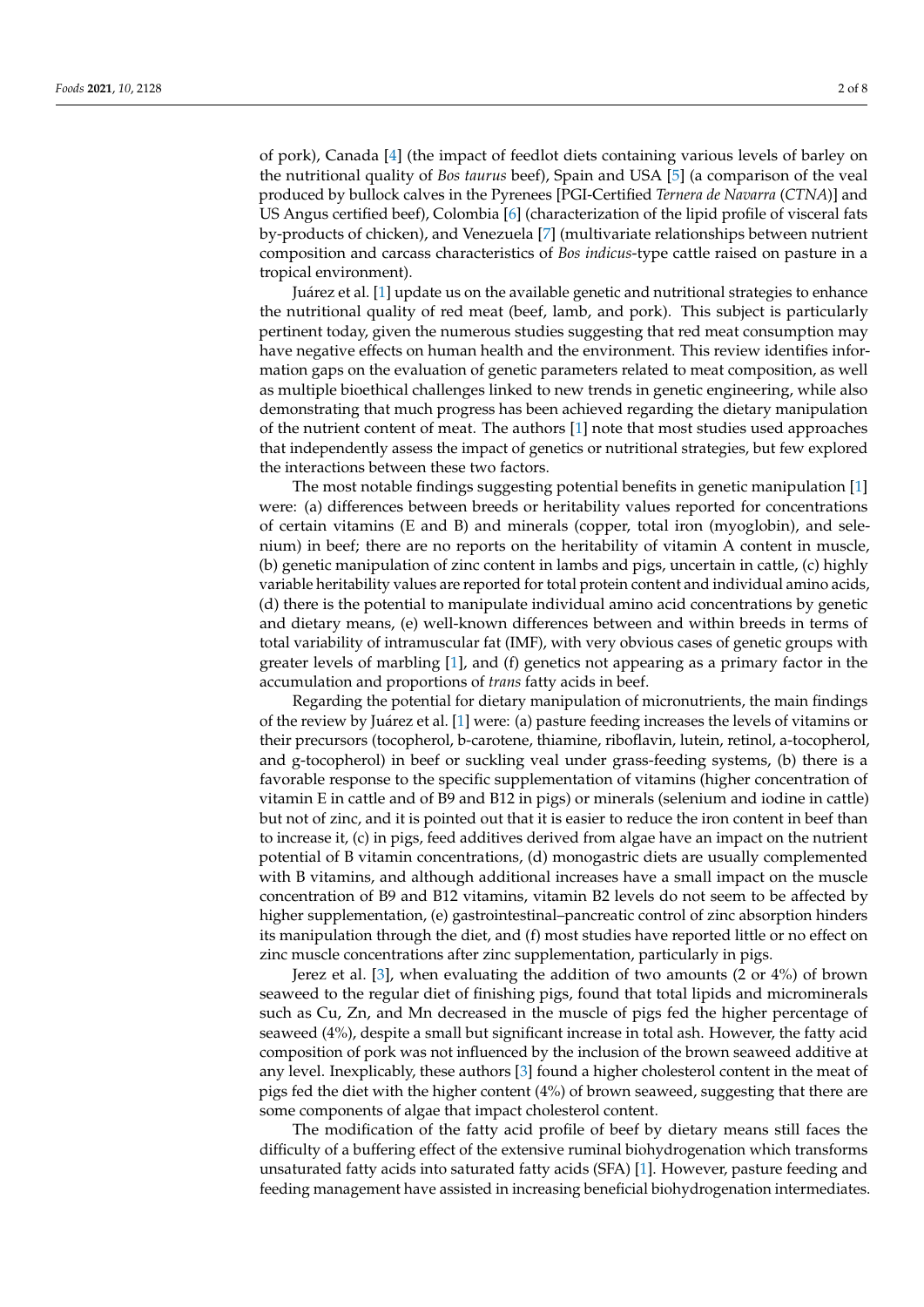of pork), Canada [4] (the impact of feedlot diets containing various levels of barley on the nutritional quality of *Bos taurus* beef), Spain and USA [5] (a comparison of the veal produced by bullock calves in the Pyrenees [PGI-Certified *Ternera de Navarra* (*CTNA*)] and US Angus certified beef), Colombia [6] (characterization of the lipid profile of visceral fats by-products of chicken), and Venezuela [7] (multivariate relationships between nutrient composition and carcass characteristics of *Bos indicus*-type cattle raised on pasture in a tropical environment).

Juárez et al. [1] update us on the available genetic and nutritional strategies to enhance the nutritional quality of red meat (beef, lamb, and pork). This subject is particularly pertinent today, given the numerous studies suggesting that red meat consumption may have negative effects on human health and the environment. This review identifies information gaps on the evaluation of genetic parameters related to meat composition, as well as multiple bioethical challenges linked to new trends in genetic engineering, while also demonstrating that much progress has been achieved regarding the dietary manipulation of the nutrient content of meat. The authors [1] note that most studies used approaches that independently assess the impact of genetics or nutritional strategies, but few explored the interactions between these two factors.

The most notable findings suggesting potential benefits in genetic manipulation [1] were: (a) differences between breeds or heritability values reported for concentrations of certain vitamins (E and B) and minerals (copper, total iron (myoglobin), and selenium) in beef; there are no reports on the heritability of vitamin A content in muscle, (b) genetic manipulation of zinc content in lambs and pigs, uncertain in cattle, (c) highly variable heritability values are reported for total protein content and individual amino acids, (d) there is the potential to manipulate individual amino acid concentrations by genetic and dietary means, (e) well-known differences between and within breeds in terms of total variability of intramuscular fat (IMF), with very obvious cases of genetic groups with greater levels of marbling [1], and (f) genetics not appearing as a primary factor in the accumulation and proportions of *trans* fatty acids in beef.

Regarding the potential for dietary manipulation of micronutrients, the main findings of the review by Juárez et al. [1] were: (a) pasture feeding increases the levels of vitamins or their precursors (tocopherol, b-carotene, thiamine, riboflavin, lutein, retinol, a-tocopherol, and g-tocopherol) in beef or suckling veal under grass-feeding systems, (b) there is a favorable response to the specific supplementation of vitamins (higher concentration of vitamin E in cattle and of B9 and B12 in pigs) or minerals (selenium and iodine in cattle) but not of zinc, and it is pointed out that it is easier to reduce the iron content in beef than to increase it, (c) in pigs, feed additives derived from algae have an impact on the nutrient potential of B vitamin concentrations, (d) monogastric diets are usually complemented with B vitamins, and although additional increases have a small impact on the muscle concentration of B9 and B12 vitamins, vitamin B2 levels do not seem to be affected by higher supplementation, (e) gastrointestinal–pancreatic control of zinc absorption hinders its manipulation through the diet, and (f) most studies have reported little or no effect on zinc muscle concentrations after zinc supplementation, particularly in pigs.

Jerez et al. [3], when evaluating the addition of two amounts (2 or 4%) of brown seaweed to the regular diet of finishing pigs, found that total lipids and microminerals such as Cu, Zn, and Mn decreased in the muscle of pigs fed the higher percentage of seaweed (4%), despite a small but significant increase in total ash. However, the fatty acid composition of pork was not influenced by the inclusion of the brown seaweed additive at any level. Inexplicably, these authors [3] found a higher cholesterol content in the meat of pigs fed the diet with the higher content (4%) of brown seaweed, suggesting that there are some components of algae that impact cholesterol content.

The modification of the fatty acid profile of beef by dietary means still faces the difficulty of a buffering effect of the extensive ruminal biohydrogenation which transforms unsaturated fatty acids into saturated fatty acids (SFA) [1]. However, pasture feeding and feeding management have assisted in increasing beneficial biohydrogenation intermediates.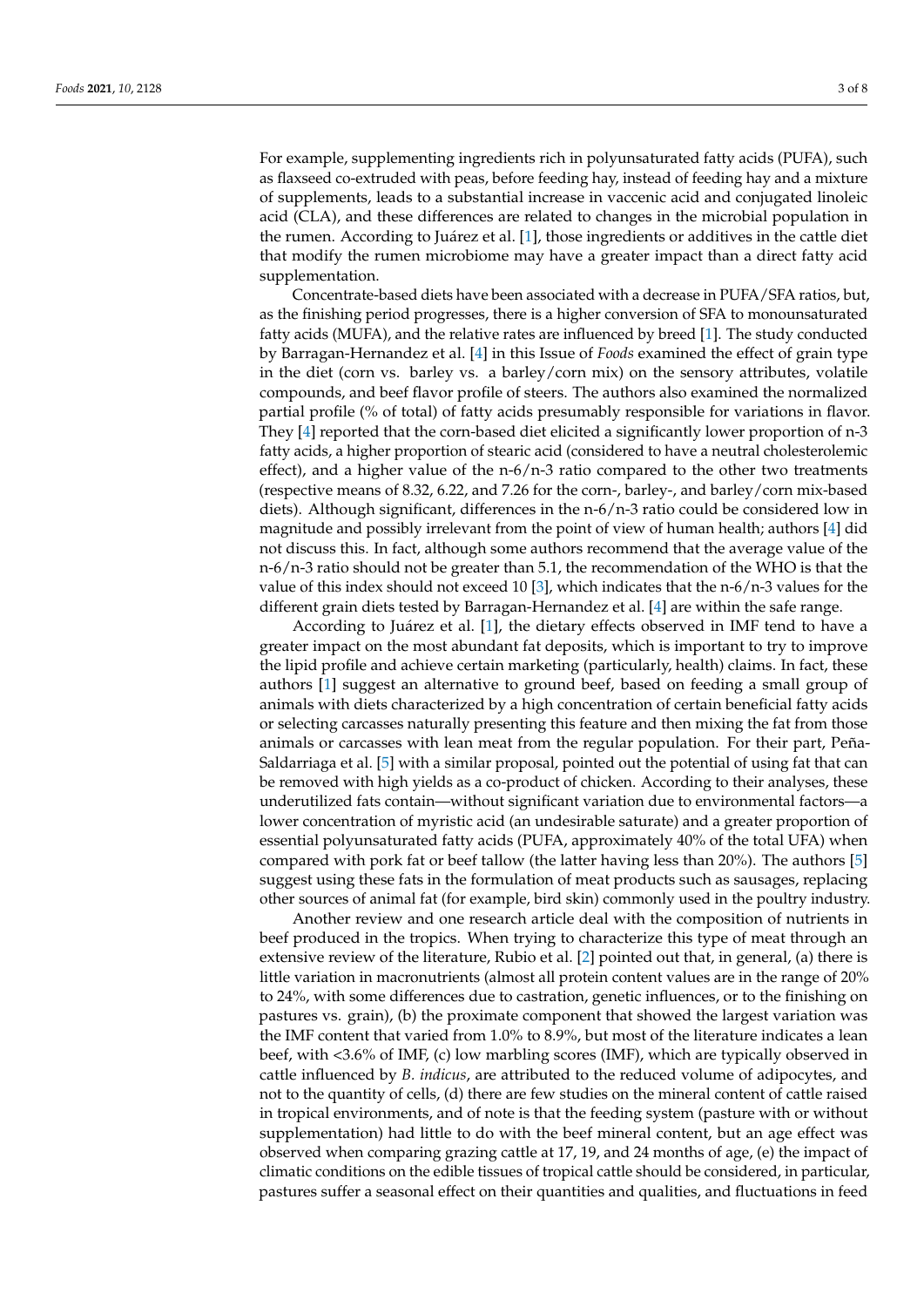For example, supplementing ingredients rich in polyunsaturated fatty acids (PUFA), such as flaxseed co-extruded with peas, before feeding hay, instead of feeding hay and a mixture of supplements, leads to a substantial increase in vaccenic acid and conjugated linoleic acid (CLA), and these differences are related to changes in the microbial population in the rumen. According to Juárez et al. [1], those ingredients or additives in the cattle diet that modify the rumen microbiome may have a greater impact than a direct fatty acid supplementation.

Concentrate-based diets have been associated with a decrease in PUFA/SFA ratios, but, as the finishing period progresses, there is a higher conversion of SFA to monounsaturated fatty acids (MUFA), and the relative rates are influenced by breed [1]. The study conducted by Barragan-Hernandez et al. [4] in this Issue of *Foods* examined the effect of grain type in the diet (corn vs. barley vs. a barley/corn mix) on the sensory attributes, volatile compounds, and beef flavor profile of steers. The authors also examined the normalized partial profile (% of total) of fatty acids presumably responsible for variations in flavor. They [4] reported that the corn-based diet elicited a significantly lower proportion of n-3 fatty acids, a higher proportion of stearic acid (considered to have a neutral cholesterolemic effect), and a higher value of the n-6/n-3 ratio compared to the other two treatments (respective means of 8.32, 6.22, and 7.26 for the corn-, barley-, and barley/corn mix-based diets). Although significant, differences in the n-6/n-3 ratio could be considered low in magnitude and possibly irrelevant from the point of view of human health; authors [4] did not discuss this. In fact, although some authors recommend that the average value of the n-6/n-3 ratio should not be greater than 5.1, the recommendation of the WHO is that the value of this index should not exceed 10 [3], which indicates that the n-6/n-3 values for the different grain diets tested by Barragan-Hernandez et al. [4] are within the safe range.

According to Juárez et al. [1], the dietary effects observed in IMF tend to have a greater impact on the most abundant fat deposits, which is important to try to improve the lipid profile and achieve certain marketing (particularly, health) claims. In fact, these authors [1] suggest an alternative to ground beef, based on feeding a small group of animals with diets characterized by a high concentration of certain beneficial fatty acids or selecting carcasses naturally presenting this feature and then mixing the fat from those animals or carcasses with lean meat from the regular population. For their part, Peña-Saldarriaga et al. [5] with a similar proposal, pointed out the potential of using fat that can be removed with high yields as a co-product of chicken. According to their analyses, these underutilized fats contain—without significant variation due to environmental factors—a lower concentration of myristic acid (an undesirable saturate) and a greater proportion of essential polyunsaturated fatty acids (PUFA, approximately 40% of the total UFA) when compared with pork fat or beef tallow (the latter having less than 20%). The authors [5] suggest using these fats in the formulation of meat products such as sausages, replacing other sources of animal fat (for example, bird skin) commonly used in the poultry industry.

Another review and one research article deal with the composition of nutrients in beef produced in the tropics. When trying to characterize this type of meat through an extensive review of the literature, Rubio et al. [2] pointed out that, in general, (a) there is little variation in macronutrients (almost all protein content values are in the range of 20% to 24%, with some differences due to castration, genetic influences, or to the finishing on pastures vs. grain), (b) the proximate component that showed the largest variation was the IMF content that varied from 1.0% to 8.9%, but most of the literature indicates a lean beef, with <3.6% of IMF, (c) low marbling scores (IMF), which are typically observed in cattle influenced by *B. indicus*, are attributed to the reduced volume of adipocytes, and not to the quantity of cells, (d) there are few studies on the mineral content of cattle raised in tropical environments, and of note is that the feeding system (pasture with or without supplementation) had little to do with the beef mineral content, but an age effect was observed when comparing grazing cattle at 17, 19, and 24 months of age, (e) the impact of climatic conditions on the edible tissues of tropical cattle should be considered, in particular, pastures suffer a seasonal effect on their quantities and qualities, and fluctuations in feed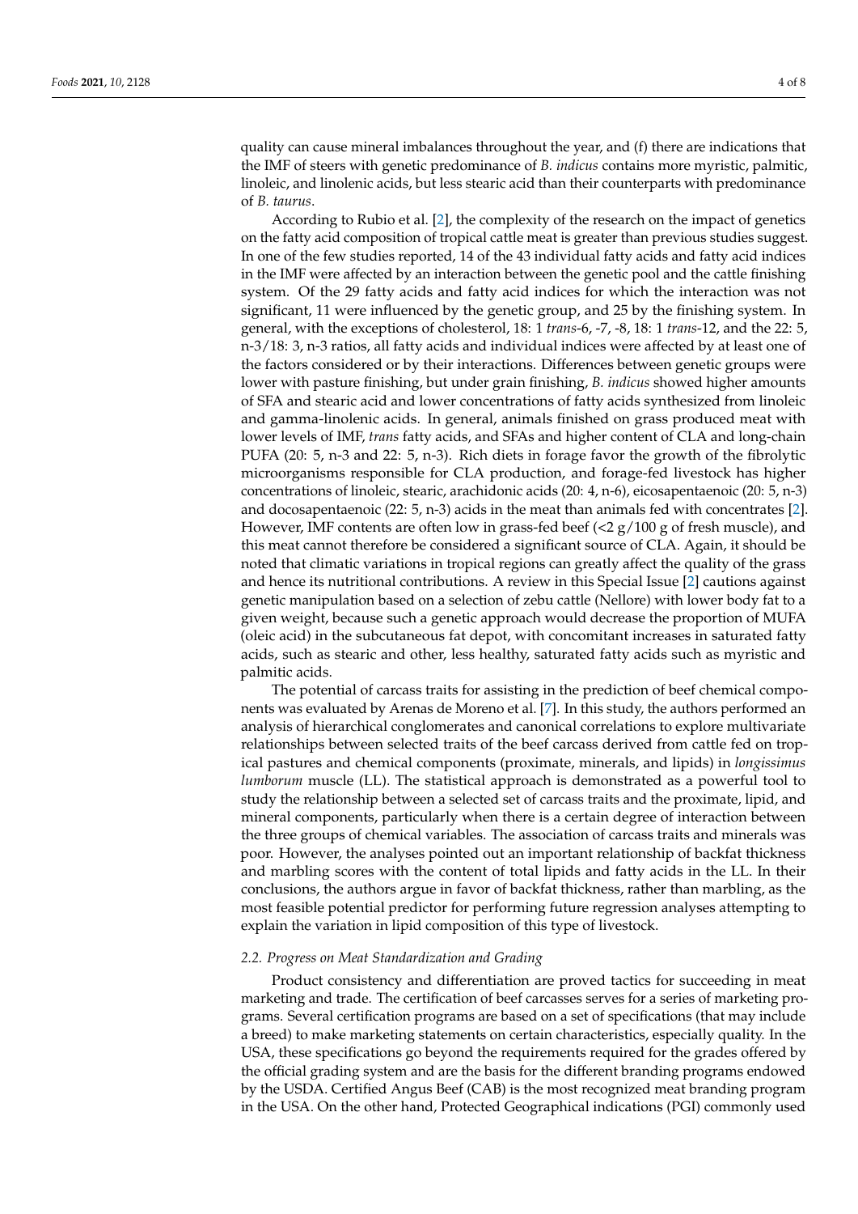quality can cause mineral imbalances throughout the year, and (f) there are indications that the IMF of steers with genetic predominance of *B. indicus* contains more myristic, palmitic, linoleic, and linolenic acids, but less stearic acid than their counterparts with predominance of *B. taurus*.

According to Rubio et al. [2], the complexity of the research on the impact of genetics on the fatty acid composition of tropical cattle meat is greater than previous studies suggest. In one of the few studies reported, 14 of the 43 individual fatty acids and fatty acid indices in the IMF were affected by an interaction between the genetic pool and the cattle finishing system. Of the 29 fatty acids and fatty acid indices for which the interaction was not significant, 11 were influenced by the genetic group, and 25 by the finishing system. In general, with the exceptions of cholesterol, 18: 1 *trans*-6, -7, -8, 18: 1 *trans*-12, and the 22: 5, n-3/18: 3, n-3 ratios, all fatty acids and individual indices were affected by at least one of the factors considered or by their interactions. Differences between genetic groups were lower with pasture finishing, but under grain finishing, *B. indicus* showed higher amounts of SFA and stearic acid and lower concentrations of fatty acids synthesized from linoleic and gamma-linolenic acids. In general, animals finished on grass produced meat with lower levels of IMF, *trans* fatty acids, and SFAs and higher content of CLA and long-chain PUFA (20: 5, n-3 and 22: 5, n-3). Rich diets in forage favor the growth of the fibrolytic microorganisms responsible for CLA production, and forage-fed livestock has higher concentrations of linoleic, stearic, arachidonic acids (20: 4, n-6), eicosapentaenoic (20: 5, n-3) and docosapentaenoic (22: 5, n-3) acids in the meat than animals fed with concentrates [2]. However, IMF contents are often low in grass-fed beef (<2 g/100 g of fresh muscle), and this meat cannot therefore be considered a significant source of CLA. Again, it should be noted that climatic variations in tropical regions can greatly affect the quality of the grass and hence its nutritional contributions. A review in this Special Issue [2] cautions against genetic manipulation based on a selection of zebu cattle (Nellore) with lower body fat to a given weight, because such a genetic approach would decrease the proportion of MUFA (oleic acid) in the subcutaneous fat depot, with concomitant increases in saturated fatty acids, such as stearic and other, less healthy, saturated fatty acids such as myristic and palmitic acids.

The potential of carcass traits for assisting in the prediction of beef chemical components was evaluated by Arenas de Moreno et al. [7]. In this study, the authors performed an analysis of hierarchical conglomerates and canonical correlations to explore multivariate relationships between selected traits of the beef carcass derived from cattle fed on tropical pastures and chemical components (proximate, minerals, and lipids) in *longissimus lumborum* muscle (LL). The statistical approach is demonstrated as a powerful tool to study the relationship between a selected set of carcass traits and the proximate, lipid, and mineral components, particularly when there is a certain degree of interaction between the three groups of chemical variables. The association of carcass traits and minerals was poor. However, the analyses pointed out an important relationship of backfat thickness and marbling scores with the content of total lipids and fatty acids in the LL. In their conclusions, the authors argue in favor of backfat thickness, rather than marbling, as the most feasible potential predictor for performing future regression analyses attempting to explain the variation in lipid composition of this type of livestock.

### *2.2. Progress on Meat Standardization and Grading*

Product consistency and differentiation are proved tactics for succeeding in meat marketing and trade. The certification of beef carcasses serves for a series of marketing programs. Several certification programs are based on a set of specifications (that may include a breed) to make marketing statements on certain characteristics, especially quality. In the USA, these specifications go beyond the requirements required for the grades offered by the official grading system and are the basis for the different branding programs endowed by the USDA. Certified Angus Beef (CAB) is the most recognized meat branding program in the USA. On the other hand, Protected Geographical indications (PGI) commonly used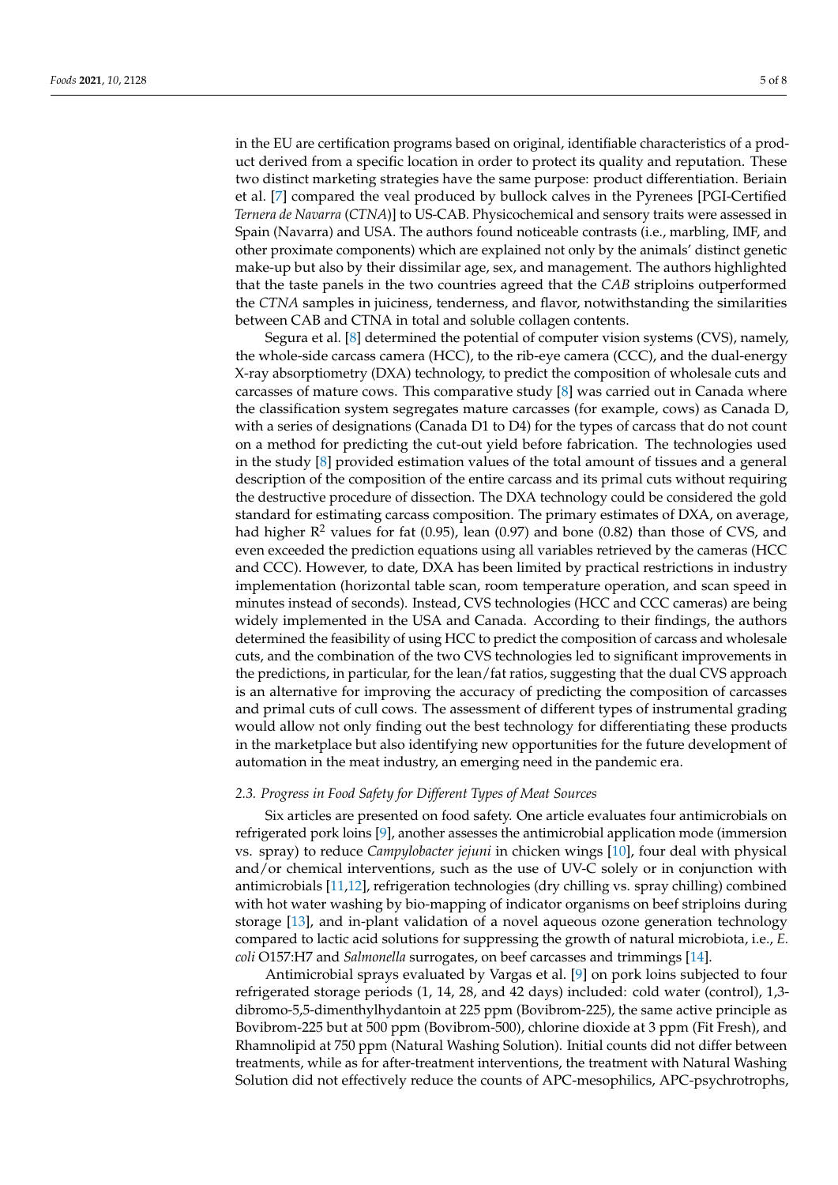in the EU are certification programs based on original, identifiable characteristics of a product derived from a specific location in order to protect its quality and reputation. These two distinct marketing strategies have the same purpose: product differentiation. Beriain et al. [7] compared the veal produced by bullock calves in the Pyrenees [PGI-Certified *Ternera de Navarra* (*CTNA*)] to US-CAB. Physicochemical and sensory traits were assessed in Spain (Navarra) and USA. The authors found noticeable contrasts (i.e., marbling, IMF, and other proximate components) which are explained not only by the animals' distinct genetic make-up but also by their dissimilar age, sex, and management. The authors highlighted that the taste panels in the two countries agreed that the *CAB* striploins outperformed the *CTNA* samples in juiciness, tenderness, and flavor, notwithstanding the similarities between CAB and CTNA in total and soluble collagen contents.

Segura et al. [8] determined the potential of computer vision systems (CVS), namely, the whole-side carcass camera (HCC), to the rib-eye camera (CCC), and the dual-energy X-ray absorptiometry (DXA) technology, to predict the composition of wholesale cuts and carcasses of mature cows. This comparative study [8] was carried out in Canada where the classification system segregates mature carcasses (for example, cows) as Canada D, with a series of designations (Canada D1 to D4) for the types of carcass that do not count on a method for predicting the cut-out yield before fabrication. The technologies used in the study [8] provided estimation values of the total amount of tissues and a general description of the composition of the entire carcass and its primal cuts without requiring the destructive procedure of dissection. The DXA technology could be considered the gold standard for estimating carcass composition. The primary estimates of DXA, on average, had higher $R^2$ values for fat (0.95), lean (0.97) and bone (0.82) than those of CVS, and even exceeded the prediction equations using all variables retrieved by the cameras (HCC and CCC). However, to date, DXA has been limited by practical restrictions in industry implementation (horizontal table scan, room temperature operation, and scan speed in minutes instead of seconds). Instead, CVS technologies (HCC and CCC cameras) are being widely implemented in the USA and Canada. According to their findings, the authors determined the feasibility of using HCC to predict the composition of carcass and wholesale cuts, and the combination of the two CVS technologies led to significant improvements in the predictions, in particular, for the lean/fat ratios, suggesting that the dual CVS approach is an alternative for improving the accuracy of predicting the composition of carcasses and primal cuts of cull cows. The assessment of different types of instrumental grading would allow not only finding out the best technology for differentiating these products in the marketplace but also identifying new opportunities for the future development of automation in the meat industry, an emerging need in the pandemic era.

### 2.3. Progress in Food Safety for Different Types of Meat Sources

Six articles are presented on food safety. One article evaluates four antimicrobials on refrigerated pork loins [9], another assesses the antimicrobial application mode (immersion vs. spray) to reduce *Campylobacter jejuni* in chicken wings [10], four deal with physical and/or chemical interventions, such as the use of UV-C solely or in conjunction with antimicrobials [11,12], refrigeration technologies (dry chilling vs. spray chilling) combined with hot water washing by bio-mapping of indicator organisms on beef striploins during storage [13], and in-plant validation of a novel aqueous ozone generation technology compared to lactic acid solutions for suppressing the growth of natural microbiota, i.e., *E. coli* O157:H7 and *Salmonella* surrogates, on beef carcasses and trimmings [14].

Antimicrobial sprays evaluated by Vargas et al. [9] on pork loins subjected to four refrigerated storage periods (1, 14, 28, and 42 days) included: cold water (control), 1,3-dibromo-5,5-dimenthylhydantoin at 225 ppm (Bovibrom-225), the same active principle as Bovibrom-225 but at 500 ppm (Bovibrom-500), chlorine dioxide at 3 ppm (Fit Fresh), and Rhamnolipid at 750 ppm (Natural Washing Solution). Initial counts did not differ between treatments, while as for after-treatment interventions, the treatment with Natural Washing Solution did not effectively reduce the counts of APC-mesophilics, APC-psychrotrophs,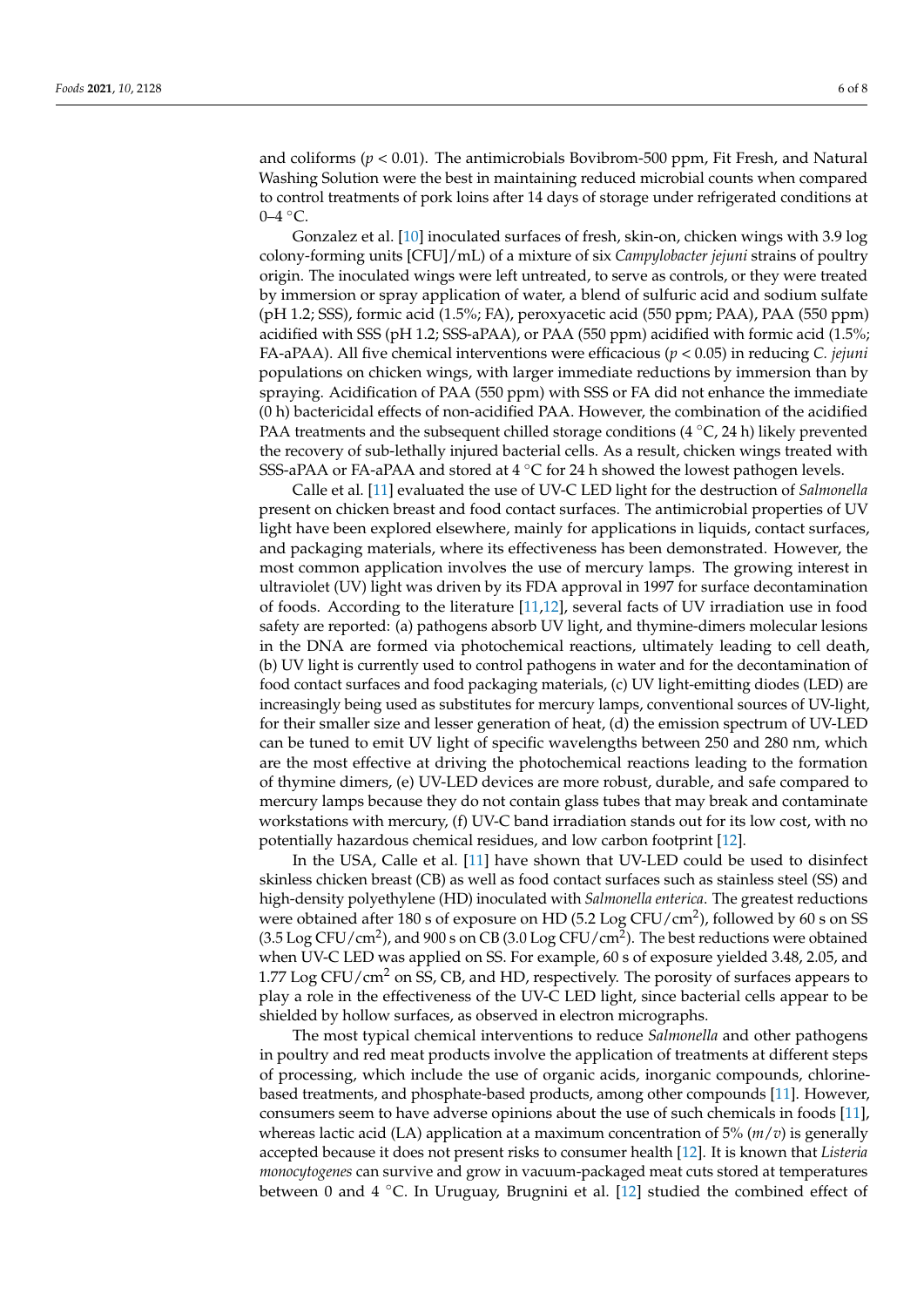and coliforms ($p < 0.01$). The antimicrobials Bovibrom-500 ppm, Fit Fresh, and Natural Washing Solution were the best in maintaining reduced microbial counts when compared to control treatments of pork loins after 14 days of storage under refrigerated conditions at 0–4 °C.

Gonzalez et al. [10] inoculated surfaces of fresh, skin-on, chicken wings with 3.9 log colony-forming units [CFU]/mL) of a mixture of six *Campylobacter jejuni* strains of poultry origin. The inoculated wings were left untreated, to serve as controls, or they were treated by immersion or spray application of water, a blend of sulfuric acid and sodium sulfate (pH 1.2; SSS), formic acid (1.5%; FA), peroxyacetic acid (550 ppm; PAA), PAA (550 ppm) acidified with SSS (pH 1.2; SSS-aPAA), or PAA (550 ppm) acidified with formic acid (1.5%; FA-aPAA). All five chemical interventions were efficacious ($p < 0.05$) in reducing *C. jejuni* populations on chicken wings, with larger immediate reductions by immersion than by spraying. Acidification of PAA (550 ppm) with SSS or FA did not enhance the immediate (0 h) bactericidal effects of non-acidified PAA. However, the combination of the acidified PAA treatments and the subsequent chilled storage conditions (4 °C, 24 h) likely prevented the recovery of sub-lethally injured bacterial cells. As a result, chicken wings treated with SSS-aPAA or FA-aPAA and stored at 4 °C for 24 h showed the lowest pathogen levels.

Calle et al. [11] evaluated the use of UV-C LED light for the destruction of *Salmonella* present on chicken breast and food contact surfaces. The antimicrobial properties of UV light have been explored elsewhere, mainly for applications in liquids, contact surfaces, and packaging materials, where its effectiveness has been demonstrated. However, the most common application involves the use of mercury lamps. The growing interest in ultraviolet (UV) light was driven by its FDA approval in 1997 for surface decontamination of foods. According to the literature [11,12], several facts of UV irradiation use in food safety are reported: (a) pathogens absorb UV light, and thymine-dimers molecular lesions in the DNA are formed via photochemical reactions, ultimately leading to cell death, (b) UV light is currently used to control pathogens in water and for the decontamination of food contact surfaces and food packaging materials, (c) UV light-emitting diodes (LED) are increasingly being used as substitutes for mercury lamps, conventional sources of UV-light, for their smaller size and lesser generation of heat, (d) the emission spectrum of UV-LED can be tuned to emit UV light of specific wavelengths between 250 and 280 nm, which are the most effective at driving the photochemical reactions leading to the formation of thymine dimers, (e) UV-LED devices are more robust, durable, and safe compared to mercury lamps because they do not contain glass tubes that may break and contaminate workstations with mercury, (f) UV-C band irradiation stands out for its low cost, with no potentially hazardous chemical residues, and low carbon footprint [12].

In the USA, Calle et al. [11] have shown that UV-LED could be used to disinfect skinless chicken breast (CB) as well as food contact surfaces such as stainless steel (SS) and high-density polyethylene (HD) inoculated with *Salmonella enterica*. The greatest reductions were obtained after 180 s of exposure on HD (5.2 Log CFU/$cm^2$), followed by 60 s on SS (3.5 Log CFU/$cm^2$), and 900 s on CB (3.0 Log CFU/$cm^2$). The best reductions were obtained when UV-C LED was applied on SS. For example, 60 s of exposure yielded 3.48, 2.05, and 1.77 Log CFU/$cm^2$ on SS, CB, and HD, respectively. The porosity of surfaces appears to play a role in the effectiveness of the UV-C LED light, since bacterial cells appear to be shielded by hollow surfaces, as observed in electron micrographs.

The most typical chemical interventions to reduce *Salmonella* and other pathogens in poultry and red meat products involve the application of treatments at different steps of processing, which include the use of organic acids, inorganic compounds, chlorine-based treatments, and phosphate-based products, among other compounds [11]. However, consumers seem to have adverse opinions about the use of such chemicals in foods [11], whereas lactic acid (LA) application at a maximum concentration of 5% ($m/v$) is generally accepted because it does not present risks to consumer health [12]. It is known that *Listeria monocytogenes* can survive and grow in vacuum-packaged meat cuts stored at temperatures between 0 and 4 °C. In Uruguay, Brugnini et al. [12] studied the combined effect of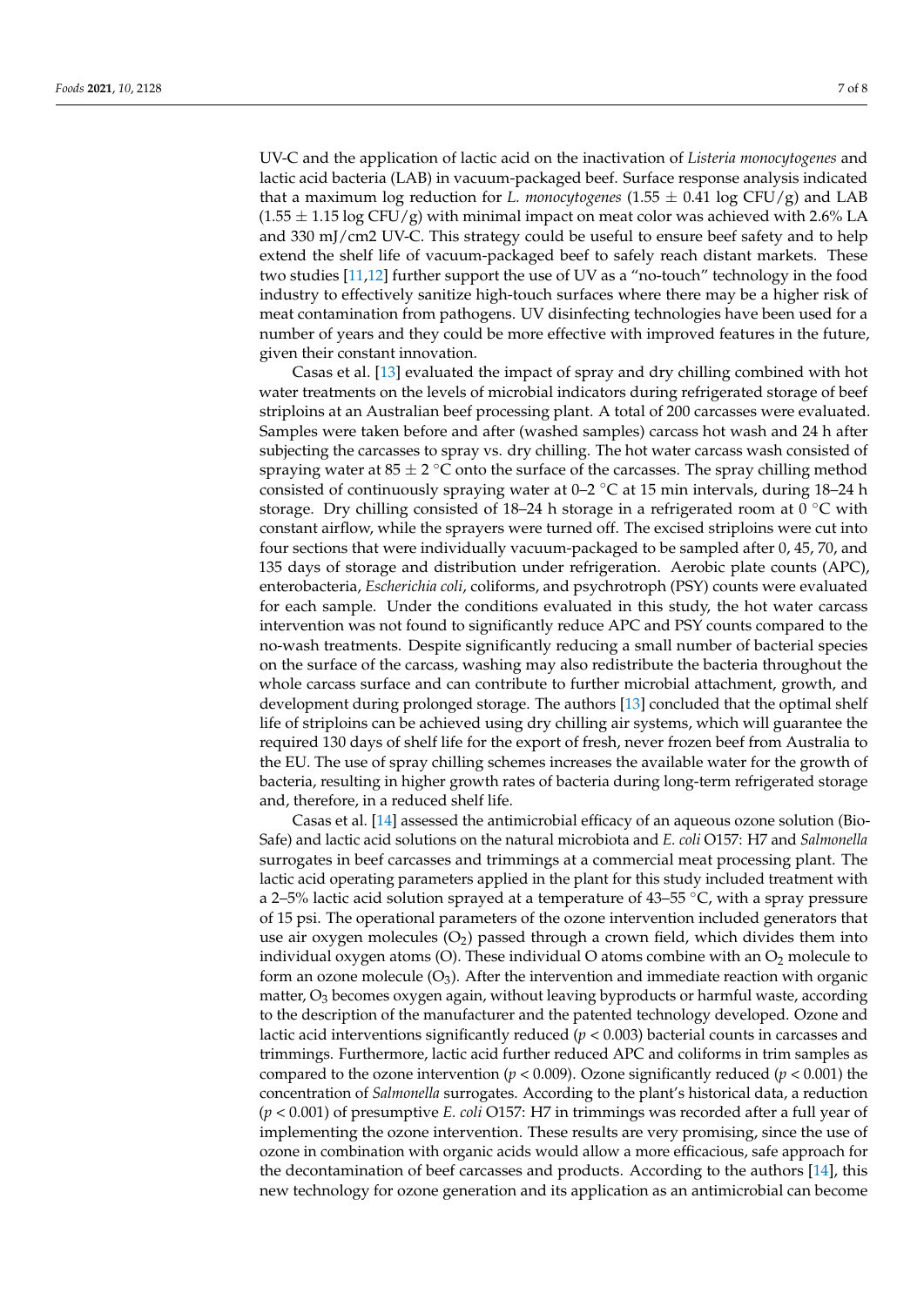UV-C and the application of lactic acid on the inactivation of *Listeria monocytogenes* and lactic acid bacteria (LAB) in vacuum-packaged beef. Surface response analysis indicated that a maximum log reduction for *L. monocytogenes* (1.55 ± 0.41 log CFU/g) and LAB (1.55 ± 1.15 log CFU/g) with minimal impact on meat color was achieved with 2.6% LA and 330 mJ/cm2 UV-C. This strategy could be useful to ensure beef safety and to help extend the shelf life of vacuum-packaged beef to safely reach distant markets. These two studies [11,12] further support the use of UV as a "no-touch" technology in the food industry to effectively sanitize high-touch surfaces where there may be a higher risk of meat contamination from pathogens. UV disinfecting technologies have been used for a number of years and they could be more effective with improved features in the future, given their constant innovation.

Casas et al. [13] evaluated the impact of spray and dry chilling combined with hot water treatments on the levels of microbial indicators during refrigerated storage of beef striploins at an Australian beef processing plant. A total of 200 carcasses were evaluated. Samples were taken before and after (washed samples) carcass hot wash and 24 h after subjecting the carcasses to spray vs. dry chilling. The hot water carcass wash consisted of spraying water at 85 ± 2 °C onto the surface of the carcasses. The spray chilling method consisted of continuously spraying water at 0–2 °C at 15 min intervals, during 18–24 h storage. Dry chilling consisted of 18–24 h storage in a refrigerated room at 0 °C with constant airflow, while the sprayers were turned off. The excised striploins were cut into four sections that were individually vacuum-packaged to be sampled after 0, 45, 70, and 135 days of storage and distribution under refrigeration. Aerobic plate counts (APC), enterobacteria, *Escherichia coli*, coliforms, and psychrotroph (PSY) counts were evaluated for each sample. Under the conditions evaluated in this study, the hot water carcass intervention was not found to significantly reduce APC and PSY counts compared to the no-wash treatments. Despite significantly reducing a small number of bacterial species on the surface of the carcass, washing may also redistribute the bacteria throughout the whole carcass surface and can contribute to further microbial attachment, growth, and development during prolonged storage. The authors [13] concluded that the optimal shelf life of striploins can be achieved using dry chilling air systems, which will guarantee the required 130 days of shelf life for the export of fresh, never frozen beef from Australia to the EU. The use of spray chilling schemes increases the available water for the growth of bacteria, resulting in higher growth rates of bacteria during long-term refrigerated storage and, therefore, in a reduced shelf life.

Casas et al. [14] assessed the antimicrobial efficacy of an aqueous ozone solution (Bio-Safe) and lactic acid solutions on the natural microbiota and *E. coli* O157: H7 and *Salmonella* surrogates in beef carcasses and trimmings at a commercial meat processing plant. The lactic acid operating parameters applied in the plant for this study included treatment with a 2–5% lactic acid solution sprayed at a temperature of 43–55 °C, with a spray pressure of 15 psi. The operational parameters of the ozone intervention included generators that use air oxygen molecules ($O_2$) passed through a crown field, which divides them into individual oxygen atoms (O). These individual O atoms combine with an $O_2$ molecule to form an ozone molecule ($O_3$). After the intervention and immediate reaction with organic matter, $O_3$ becomes oxygen again, without leaving byproducts or harmful waste, according to the description of the manufacturer and the patented technology developed. Ozone and lactic acid interventions significantly reduced ($p < 0.003$) bacterial counts in carcasses and trimmings. Furthermore, lactic acid further reduced APC and coliforms in trim samples as compared to the ozone intervention ($p < 0.009$). Ozone significantly reduced ($p < 0.001$) the concentration of *Salmonella* surrogates. According to the plant's historical data, a reduction ($p < 0.001$) of presumptive *E. coli* O157: H7 in trimmings was recorded after a full year of implementing the ozone intervention. These results are very promising, since the use of ozone in combination with organic acids would allow a more efficacious, safe approach for the decontamination of beef carcasses and products. According to the authors [14], this new technology for ozone generation and its application as an antimicrobial can become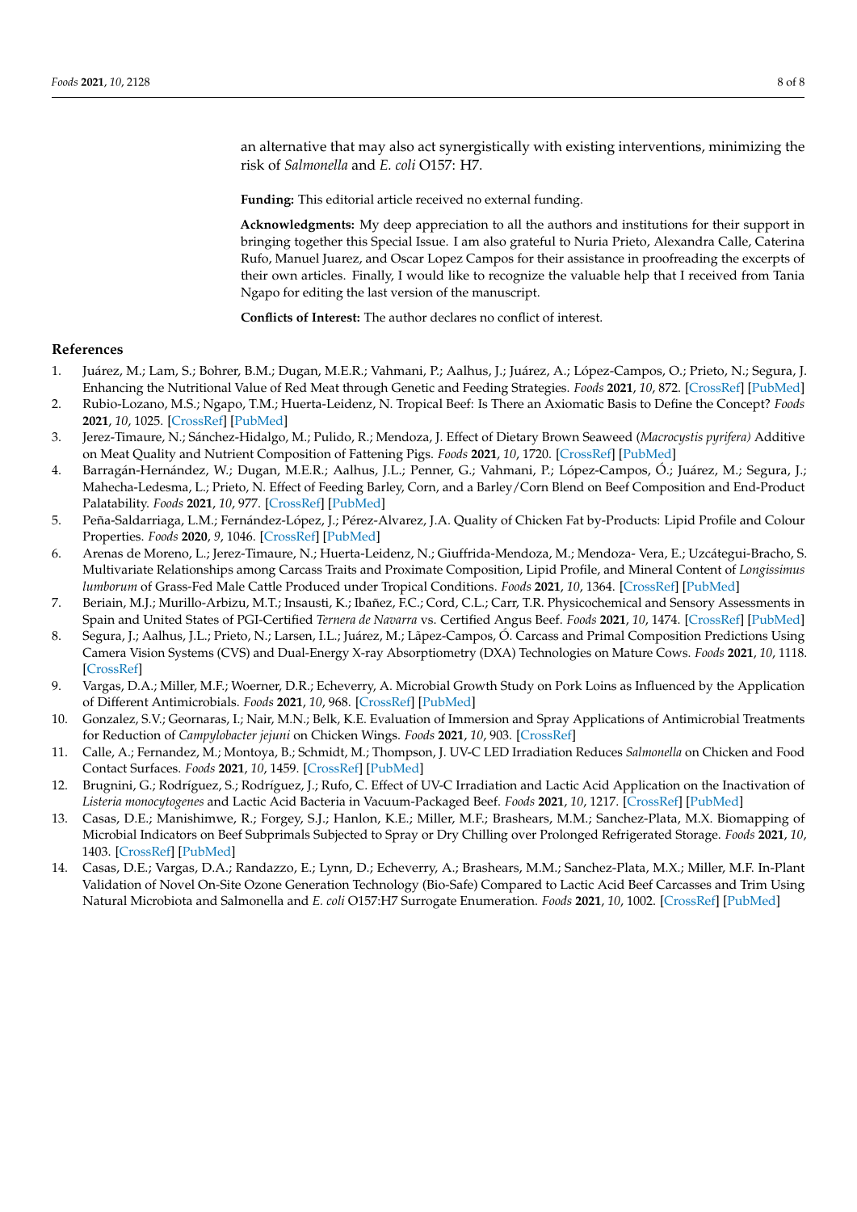an alternative that may also act synergistically with existing interventions, minimizing the risk of *Salmonella* and *E. coli* O157: H7.

**Funding:** This editorial article received no external funding.

**Acknowledgments:** My deep appreciation to all the authors and institutions for their support in bringing together this Special Issue. I am also grateful to Nuria Prieto, Alexandra Calle, Caterina Rufo, Manuel Juarez, and Oscar Lopez Campos for their assistance in proofreading the excerpts of their own articles. Finally, I would like to recognize the valuable help that I received from Tania Ngapo for editing the last version of the manuscript.

**Conflicts of Interest:** The author declares no conflict of interest.

## References

1. Juárez, M.; Lam, S.; Bohrer, B.M.; Dugan, M.E.R.; Vahmani, P.; Aalhus, J.; Juárez, A.; López-Campos, O.; Prieto, N.; Segura, J. Enhancing the Nutritional Value of Red Meat through Genetic and Feeding Strategies. *Foods* **2021**, *10*, 872. [CrossRef] [PubMed]
2. Rubio-Lozano, M.S.; Ngapo, T.M.; Huerta-Leidenz, N. Tropical Beef: Is There an Axiomatic Basis to Define the Concept? *Foods* **2021**, *10*, 1025. [CrossRef] [PubMed]
3. Jerez-Timaure, N.; Sánchez-Hidalgo, M.; Pulido, R.; Mendoza, J. Effect of Dietary Brown Seaweed (*Macrocystis pyrifera)* Additive on Meat Quality and Nutrient Composition of Fattening Pigs. *Foods* **2021**, *10*, 1720. [CrossRef] [PubMed]
4. Barragán-Hernández, W.; Dugan, M.E.R.; Aalhus, J.L.; Penner, G.; Vahmani, P.; López-Campos, Ó.; Juárez, M.; Segura, J.; Mahecha-Ledesma, L.; Prieto, N. Effect of Feeding Barley, Corn, and a Barley/Corn Blend on Beef Composition and End-Product Palatability. *Foods* **2021**, *10*, 977. [CrossRef] [PubMed]
5. Peña-Saldarriaga, L.M.; Fernández-López, J.; Pérez-Alvarez, J.A. Quality of Chicken Fat by-Products: Lipid Profile and Colour Properties. *Foods* **2020**, *9*, 1046. [CrossRef] [PubMed]
6. Arenas de Moreno, L.; Jerez-Timaure, N.; Huerta-Leidenz, N.; Giuffrida-Mendoza, M.; Mendoza- Vera, E.; Uzcátegui-Bracho, S. Multivariate Relationships among Carcass Traits and Proximate Composition, Lipid Profile, and Mineral Content of *Longissimus lumborum* of Grass-Fed Male Cattle Produced under Tropical Conditions. *Foods* **2021**, *10*, 1364. [CrossRef] [PubMed]
7. Beriain, M.J.; Murillo-Arbizu, M.T.; Insausti, K.; Ibañez, F.C.; Cord, C.L.; Carr, T.R. Physicochemical and Sensory Assessments in Spain and United States of PGI-Certified *Ternera de Navarra* vs. Certified Angus Beef. *Foods* **2021**, *10*, 1474. [CrossRef] [PubMed]
8. Segura, J.; Aalhus, J.L.; Prieto, N.; Larsen, I.L.; Juárez, M.; Lâpez-Campos, Ó. Carcass and Primal Composition Predictions Using Camera Vision Systems (CVS) and Dual-Energy X-ray Absorptiometry (DXA) Technologies on Mature Cows. *Foods* **2021**, *10*, 1118. [CrossRef]
9. Vargas, D.A.; Miller, M.F.; Woerner, D.R.; Echeverry, A. Microbial Growth Study on Pork Loins as Influenced by the Application of Different Antimicrobials. *Foods* **2021**, *10*, 968. [CrossRef] [PubMed]
10. Gonzalez, S.V.; Geornaras, I.; Nair, M.N.; Belk, K.E. Evaluation of Immersion and Spray Applications of Antimicrobial Treatments for Reduction of *Campylobacter jejuni* on Chicken Wings. *Foods* **2021**, *10*, 903. [CrossRef]
11. Calle, A.; Fernandez, M.; Montoya, B.; Schmidt, M.; Thompson, J. UV-C LED Irradiation Reduces *Salmonella* on Chicken and Food Contact Surfaces. *Foods* **2021**, *10*, 1459. [CrossRef] [PubMed]
12. Brugnini, G.; Rodríguez, S.; Rodríguez, J.; Rufo, C. Effect of UV-C Irradiation and Lactic Acid Application on the Inactivation of *Listeria monocytogenes* and Lactic Acid Bacteria in Vacuum-Packaged Beef. *Foods* **2021**, *10*, 1217. [CrossRef] [PubMed]
13. Casas, D.E.; Manishimwe, R.; Forgey, S.J.; Hanlon, K.E.; Miller, M.F.; Brashears, M.M.; Sanchez-Plata, M.X. Biomapping of Microbial Indicators on Beef Subprimals Subjected to Spray or Dry Chilling over Prolonged Refrigerated Storage. *Foods* **2021**, *10*, 1403. [CrossRef] [PubMed]
14. Casas, D.E.; Vargas, D.A.; Randazzo, E.; Lynn, D.; Echeverry, A.; Brashears, M.M.; Sanchez-Plata, M.X.; Miller, M.F. In-Plant Validation of Novel On-Site Ozone Generation Technology (Bio-Safe) Compared to Lactic Acid Beef Carcasses and Trim Using Natural Microbiota and Salmonella and *E. coli* O157:H7 Surrogate Enumeration. *Foods* **2021**, *10*, 1002. [CrossRef] [PubMed]